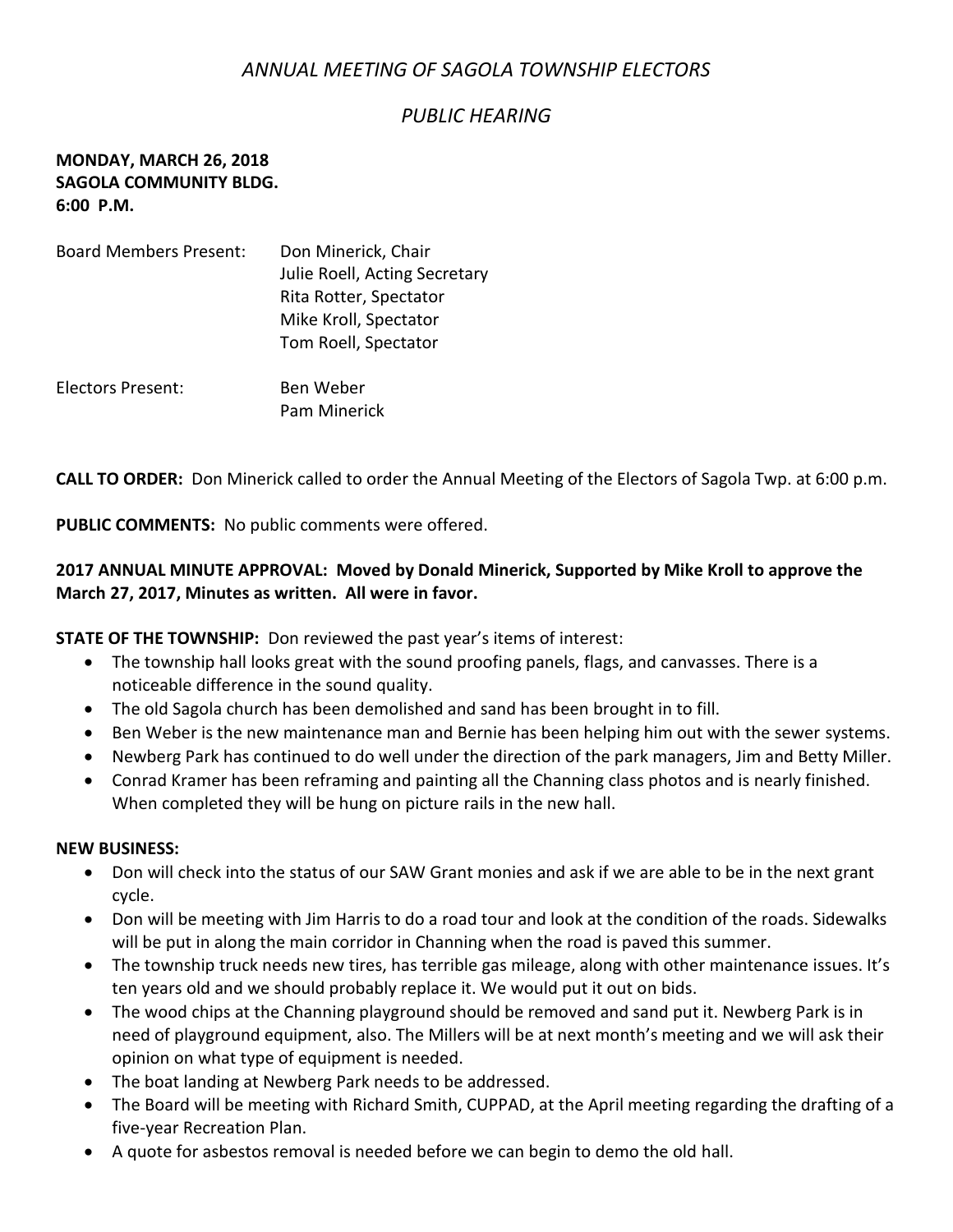# *ANNUAL MEETING OF SAGOLA TOWNSHIP ELECTORS*

## *PUBLIC HEARING*

**MONDAY, MARCH 26, 2018**
**SAGOLA COMMUNITY BLDG.**
**6:00 P.M.**

Board Members Present: Don Minerick, Chair
Julie Roell, Acting Secretary
Rita Rotter, Spectator
Mike Kroll, Spectator
Tom Roell, Spectator

Electors Present: Ben Weber
Pam Minerick

**CALL TO ORDER:** Don Minerick called to order the Annual Meeting of the Electors of Sagola Twp. at 6:00 p.m.

**PUBLIC COMMENTS:** No public comments were offered.

**2017 ANNUAL MINUTE APPROVAL: Moved by Donald Minerick, Supported by Mike Kroll to approve the March 27, 2017, Minutes as written. All were in favor.**

**STATE OF THE TOWNSHIP:** Don reviewed the past year's items of interest:

- The township hall looks great with the sound proofing panels, flags, and canvasses. There is a noticeable difference in the sound quality.
- The old Sagola church has been demolished and sand has been brought in to fill.
- Ben Weber is the new maintenance man and Bernie has been helping him out with the sewer systems.
- Newberg Park has continued to do well under the direction of the park managers, Jim and Betty Miller.
- Conrad Kramer has been reframing and painting all the Channing class photos and is nearly finished. When completed they will be hung on picture rails in the new hall.

**NEW BUSINESS:**

- Don will check into the status of our SAW Grant monies and ask if we are able to be in the next grant cycle.
- Don will be meeting with Jim Harris to do a road tour and look at the condition of the roads. Sidewalks will be put in along the main corridor in Channing when the road is paved this summer.
- The township truck needs new tires, has terrible gas mileage, along with other maintenance issues. It's ten years old and we should probably replace it. We would put it out on bids.
- The wood chips at the Channing playground should be removed and sand put it. Newberg Park is in need of playground equipment, also. The Millers will be at next month's meeting and we will ask their opinion on what type of equipment is needed.
- The boat landing at Newberg Park needs to be addressed.
- The Board will be meeting with Richard Smith, CUPPAD, at the April meeting regarding the drafting of a five-year Recreation Plan.
- A quote for asbestos removal is needed before we can begin to demo the old hall.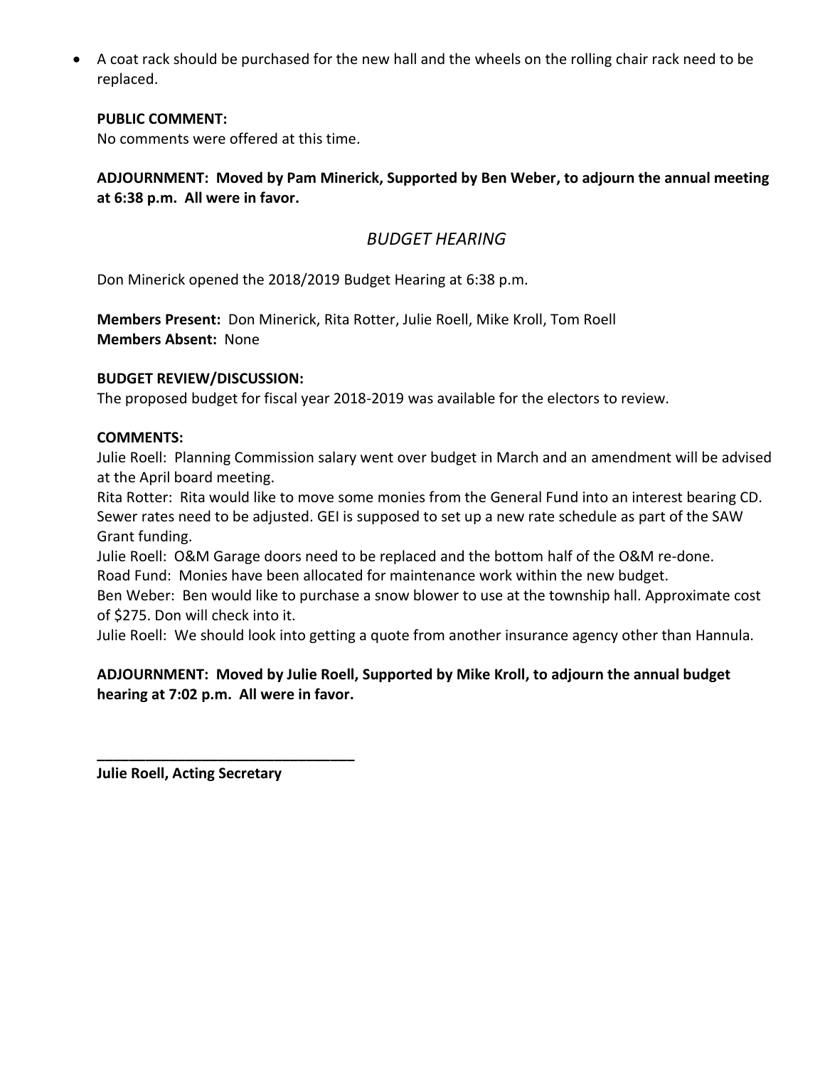- A coat rack should be purchased for the new hall and the wheels on the rolling chair rack need to be replaced.

**PUBLIC COMMENT:**
No comments were offered at this time.

**ADJOURNMENT: Moved by Pam Minerick, Supported by Ben Weber, to adjourn the annual meeting at 6:38 p.m. All were in favor.**

## *BUDGET HEARING*

Don Minerick opened the 2018/2019 Budget Hearing at 6:38 p.m.

**Members Present:** Don Minerick, Rita Rotter, Julie Roell, Mike Kroll, Tom Roell
**Members Absent:** None

**BUDGET REVIEW/DISCUSSION:**
The proposed budget for fiscal year 2018-2019 was available for the electors to review.

**COMMENTS:**
Julie Roell: Planning Commission salary went over budget in March and an amendment will be advised at the April board meeting.
Rita Rotter: Rita would like to move some monies from the General Fund into an interest bearing CD. Sewer rates need to be adjusted. GEI is supposed to set up a new rate schedule as part of the SAW Grant funding.
Julie Roell: O&M Garage doors need to be replaced and the bottom half of the O&M re-done.
Road Fund: Monies have been allocated for maintenance work within the new budget.
Ben Weber: Ben would like to purchase a snow blower to use at the township hall. Approximate cost of $275. Don will check into it.
Julie Roell: We should look into getting a quote from another insurance agency other than Hannula.

**ADJOURNMENT: Moved by Julie Roell, Supported by Mike Kroll, to adjourn the annual budget hearing at 7:02 p.m. All were in favor.**

**_________________________________**
**Julie Roell, Acting Secretary**